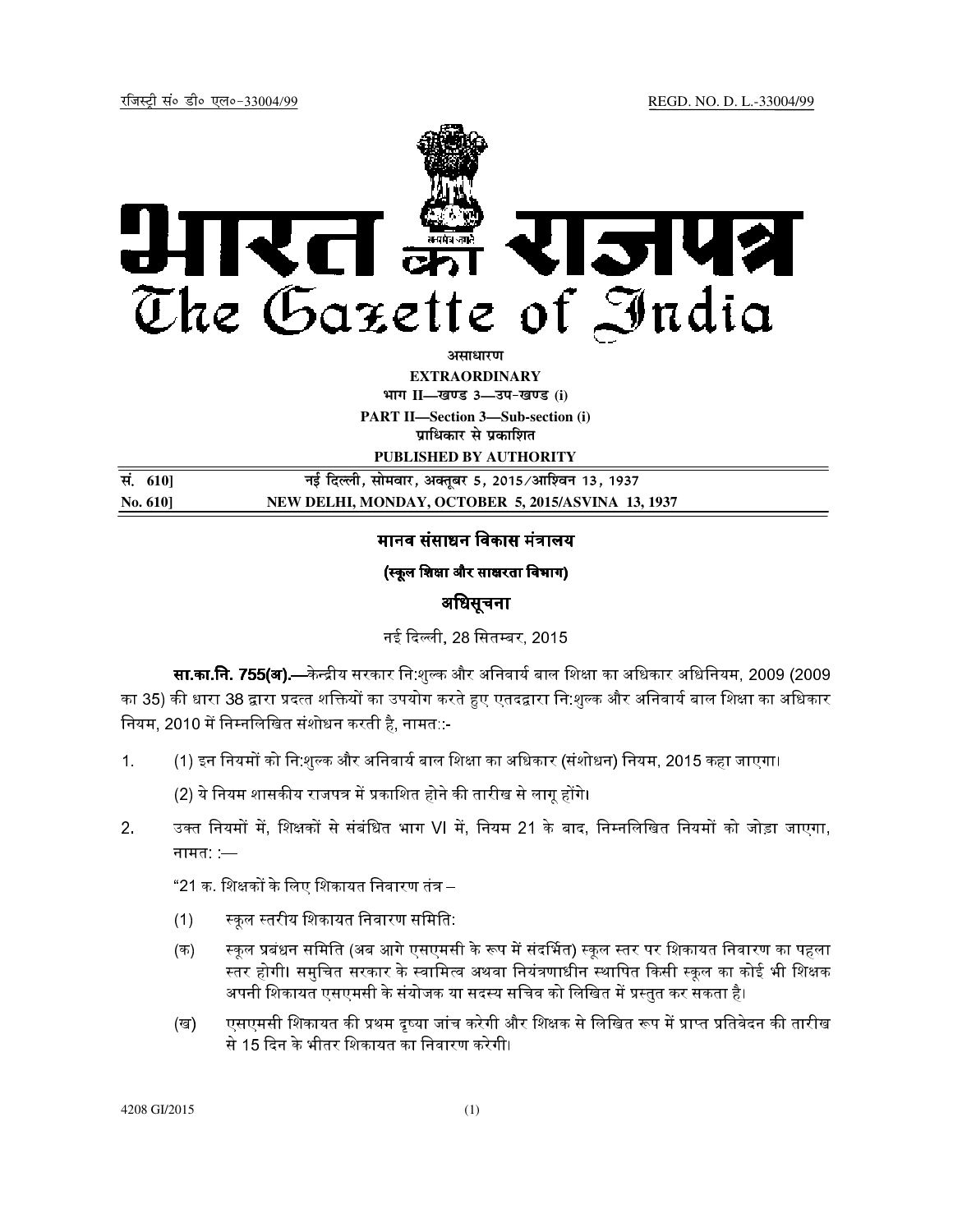रजिस्ट्री सं० डी० एल०-33004/99 REGD. NO. D. L.-33004/99

# भारत का राजपत्र
# The Gazette of India

**असाधारण**

**EXTRAORDINARY**

**भाग II—खण्ड 3—उप-खण्ड (i)**

**PART II—Section 3—Sub-section (i)**

**प्राधिकार से प्रकाशित**

**PUBLISHED BY AUTHORITY**

| | |
|---|---|
| **सं. 610]** | **नई दिल्ली, सोमवार, अक्तूबर 5, 2015/आश्विन 13, 1937** |
| **No. 610]** | **NEW DELHI, MONDAY, OCTOBER 5, 2015/ASVINA 13, 1937** |

## मानव संसाधन विकास मंत्रालय

### (स्कूल शिक्षा और साक्षरता विभाग)

### अधिसूचना

नई दिल्ली, 28 सितम्बर, 2015

**सा.का.नि. 755(अ).**—केन्द्रीय सरकार नि:शुल्क और अनिवार्य बाल शिक्षा का अधिकार अधिनियम, 2009 (2009 का 35) की धारा 38 द्वारा प्रदत्त शक्तियों का उपयोग करते हुए एतदद्वारा नि:शुल्क और अनिवार्य बाल शिक्षा का अधिकार नियम, 2010 में निम्नलिखित संशोधन करती है, नामत::-

1. (1) इन नियमों को नि:शुल्क और अनिवार्य बाल शिक्षा का अधिकार (संशोधन) नियम, 2015 कहा जाएगा।

   (2) ये नियम शासकीय राजपत्र में प्रकाशित होने की तारीख से लागू होंगे।

2. उक्त नियमों में, शिक्षकों से संबंधित भाग VI में, नियम 21 के बाद, निम्नलिखित नियमों को जोड़ा जाएगा, नामत: :—

"21 क. शिक्षकों के लिए शिकायत निवारण तंत्र –

(1) स्कूल स्तरीय शिकायत निवारण समिति:

(क) स्कूल प्रबंधन समिति (अब आगे एसएमसी के रूप में संदर्भित) स्कूल स्तर पर शिकायत निवारण का पहला स्तर होगी। समुचित सरकार के स्वामित्व अथवा नियंत्रणाधीन स्थापित किसी स्कूल का कोई भी शिक्षक अपनी शिकायत एसएमसी के संयोजक या सदस्य सचिव को लिखित में प्रस्तुत कर सकता है।

(ख) एसएमसी शिकायत की प्रथम दृष्या जांच करेगी और शिक्षक से लिखित रूप में प्राप्त प्रतिवेदन की तारीख से 15 दिन के भीतर शिकायत का निवारण करेगी।

4208 GI/2015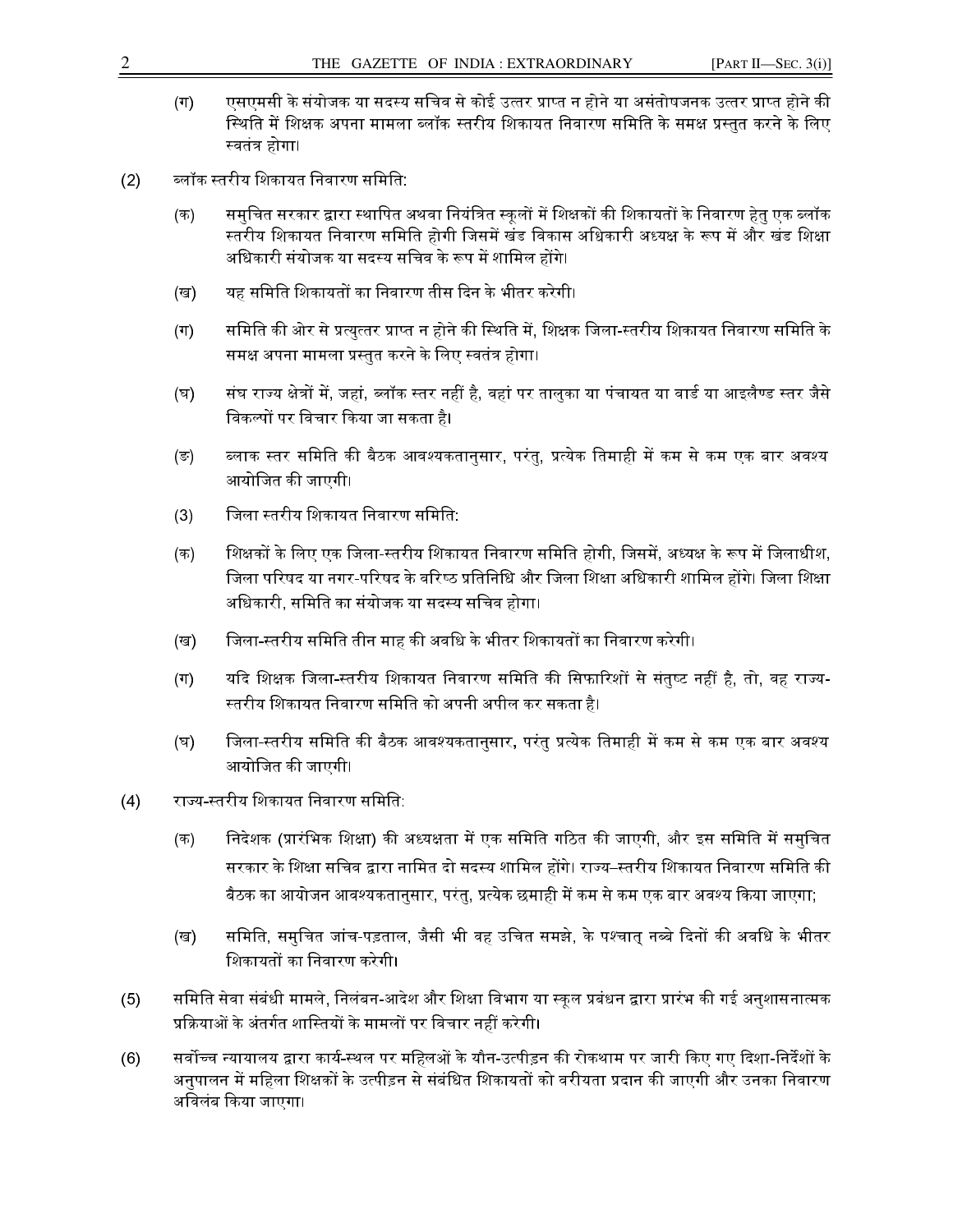(ग) एसएमसी के संयोजक या सदस्य सचिव से कोई उत्तर प्राप्त न होने या असंतोषजनक उत्तर प्राप्त होने की स्थिति में शिक्षक अपना मामला ब्लॉक स्तरीय शिकायत निवारण समिति के समक्ष प्रस्तुत करने के लिए स्वतंत्र होगा।

(2) ब्लॉक स्तरीय शिकायत निवारण समिति:

(क) समुचित सरकार द्वारा स्थापित अथवा नियंत्रित स्कूलों में शिक्षकों की शिकायतों के निवारण हेतु एक ब्लॉक स्तरीय शिकायत निवारण समिति होगी जिसमें खंड विकास अधिकारी अध्यक्ष के रूप में और खंड शिक्षा अधिकारी संयोजक या सदस्य सचिव के रूप में शामिल होंगे।

(ख) यह समिति शिकायतों का निवारण तीस दिन के भीतर करेगी।

(ग) समिति की ओर से प्रत्युत्तर प्राप्त न होने की स्थिति में, शिक्षक जिला-स्तरीय शिकायत निवारण समिति के समक्ष अपना मामला प्रस्तुत करने के लिए स्वतंत्र होगा।

(घ) संघ राज्य क्षेत्रों में, जहां, ब्लॉक स्तर नहीं है, वहां पर तालुका या पंचायत या वार्ड या आइलैण्ड स्तर जैसे विकल्पों पर विचार किया जा सकता है।

(ङ) ब्लाक स्तर समिति की बैठक आवश्यकतानुसार, परंतु, प्रत्येक तिमाही में कम से कम एक बार अवश्य आयोजित की जाएगी।

(3) जिला स्तरीय शिकायत निवारण समिति:

(क) शिक्षकों के लिए एक जिला-स्तरीय शिकायत निवारण समिति होगी, जिसमें, अध्यक्ष के रूप में जिलाधीश, जिला परिषद या नगर-परिषद के वरिष्ठ प्रतिनिधि और जिला शिक्षा अधिकारी शामिल होंगे। जिला शिक्षा अधिकारी, समिति का संयोजक या सदस्य सचिव होगा।

(ख) जिला-स्तरीय समिति तीन माह की अवधि के भीतर शिकायतों का निवारण करेगी।

(ग) यदि शिक्षक जिला-स्तरीय शिकायत निवारण समिति की सिफारिशों से संतुष्ट नहीं है, तो, वह राज्य-स्तरीय शिकायत निवारण समिति को अपनी अपील कर सकता है।

(घ) जिला-स्तरीय समिति की बैठक आवश्यकतानुसार, परंतु प्रत्येक तिमाही में कम से कम एक बार अवश्य आयोजित की जाएगी।

(4) राज्य-स्तरीय शिकायत निवारण समिति:

(क) निदेशक (प्रारंभिक शिक्षा) की अध्यक्षता में एक समिति गठित की जाएगी, और इस समिति में समुचित सरकार के शिक्षा सचिव द्वारा नामित दो सदस्य शामिल होंगे। राज्य–स्तरीय शिकायत निवारण समिति की बैठक का आयोजन आवश्यकतानुसार, परंतु, प्रत्येक छमाही में कम से कम एक बार अवश्य किया जाएगा;

(ख) समिति, समुचित जांच-पड़ताल, जैसी भी वह उचित समझे, के पश्चात् नब्बे दिनों की अवधि के भीतर शिकायतों का निवारण करेगी।

(5) समिति सेवा संबंधी मामले, निलंबन-आदेश और शिक्षा विभाग या स्कूल प्रबंधन द्वारा प्रारंभ की गई अनुशासनात्मक प्रक्रियाओं के अंतर्गत शास्तियों के मामलों पर विचार नहीं करेगी।

(6) सर्वोच्च न्यायालय द्वारा कार्य-स्थल पर महिलाओं के यौन-उत्पीड़न की रोकथाम पर जारी किए गए दिशा-निर्देशों के अनुपालन में महिला शिक्षकों के उत्पीड़न से संबंधित शिकायतों को वरीयता प्रदान की जाएगी और उनका निवारण अविलंब किया जाएगा।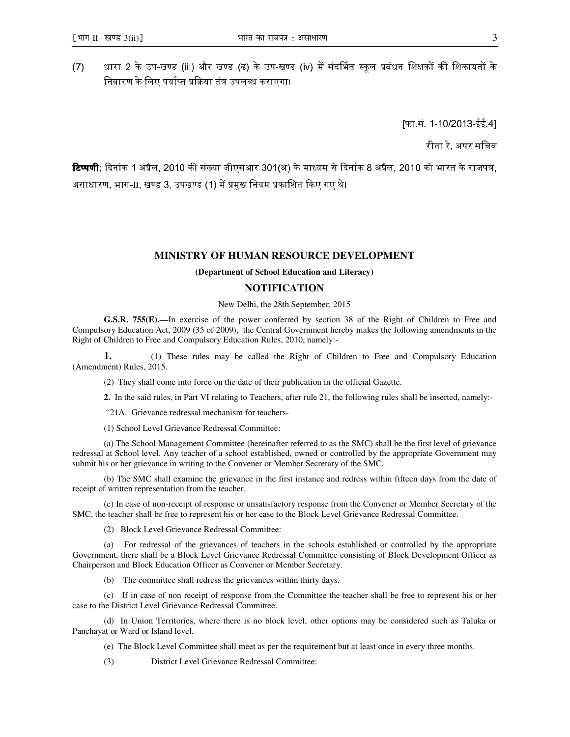(7) धारा 2 के उप-खण्ड (iii) और खण्ड (ढ) के उप-खण्ड (iv) में संदर्भित स्कूल प्रबंधन शिक्षकों की शिकायतों के निवारण के लिए पर्याप्त प्रक्रिया तंत्र उपलब्ध कराएगा।

[फा.सं. 1-10/2013-ईई.4]

रीना रे, अपर सचिव

**टिप्पणी:** दिनांक 1 अप्रैल, 2010 की संख्या जीएसआर 301(अ) के माध्यम से दिनांक 8 अप्रैल, 2010 को भारत के राजपत्र, असाधारण, भाग-II, खण्ड 3, उपखण्ड (1) में प्रमुख नियम प्रकाशित किए गए थे।

## MINISTRY OF HUMAN RESOURCE DEVELOPMENT

**(Department of School Education and Literacy)**

## NOTIFICATION

New Delhi, the 28th September, 2015

**G.S.R. 755(E).—**In exercise of the power conferred by section 38 of the Right of Children to Free and Compulsory Education Act, 2009 (35 of 2009), the Central Government hereby makes the following amendments in the Right of Children to Free and Compulsory Education Rules, 2010, namely:-

**1.** (1) These rules may be called the Right of Children to Free and Compulsory Education (Amendment) Rules, 2015.

(2) They shall come into force on the date of their publication in the official Gazette.

**2.** In the said rules, in Part VI relating to Teachers, after rule 21, the following rules shall be inserted, namely:-

"21A. Grievance redressal mechanism for teachers-

(1) School Level Grievance Redressal Committee:

(a) The School Management Committee (hereinafter referred to as the SMC) shall be the first level of grievance redressal at School level. Any teacher of a school established, owned or controlled by the appropriate Government may submit his or her grievance in writing to the Convener or Member Secretary of the SMC.

(b) The SMC shall examine the grievance in the first instance and redress within fifteen days from the date of receipt of written representation from the teacher.

(c) In case of non-receipt of response or unsatisfactory response from the Convener or Member Secretary of the SMC, the teacher shall be free to represent his or her case to the Block Level Grievance Redressal Committee.

(2) Block Level Grievance Redressal Committee:

(a) For redressal of the grievances of teachers in the schools established or controlled by the appropriate Government, there shall be a Block Level Grievance Redressal Committee consisting of Block Development Officer as Chairperson and Block Education Officer as Convener or Member Secretary.

(b) The committee shall redress the grievances within thirty days.

(c) If in case of non receipt of response from the Committee the teacher shall be free to represent his or her case to the District Level Grievance Redressal Committee.

(d) In Union Territories, where there is no block level, other options may be considered such as Taluka or Panchayat or Ward or Island level.

(e) The Block Level Committee shall meet as per the requirement but at least once in every three months.

(3) District Level Grievance Redressal Committee: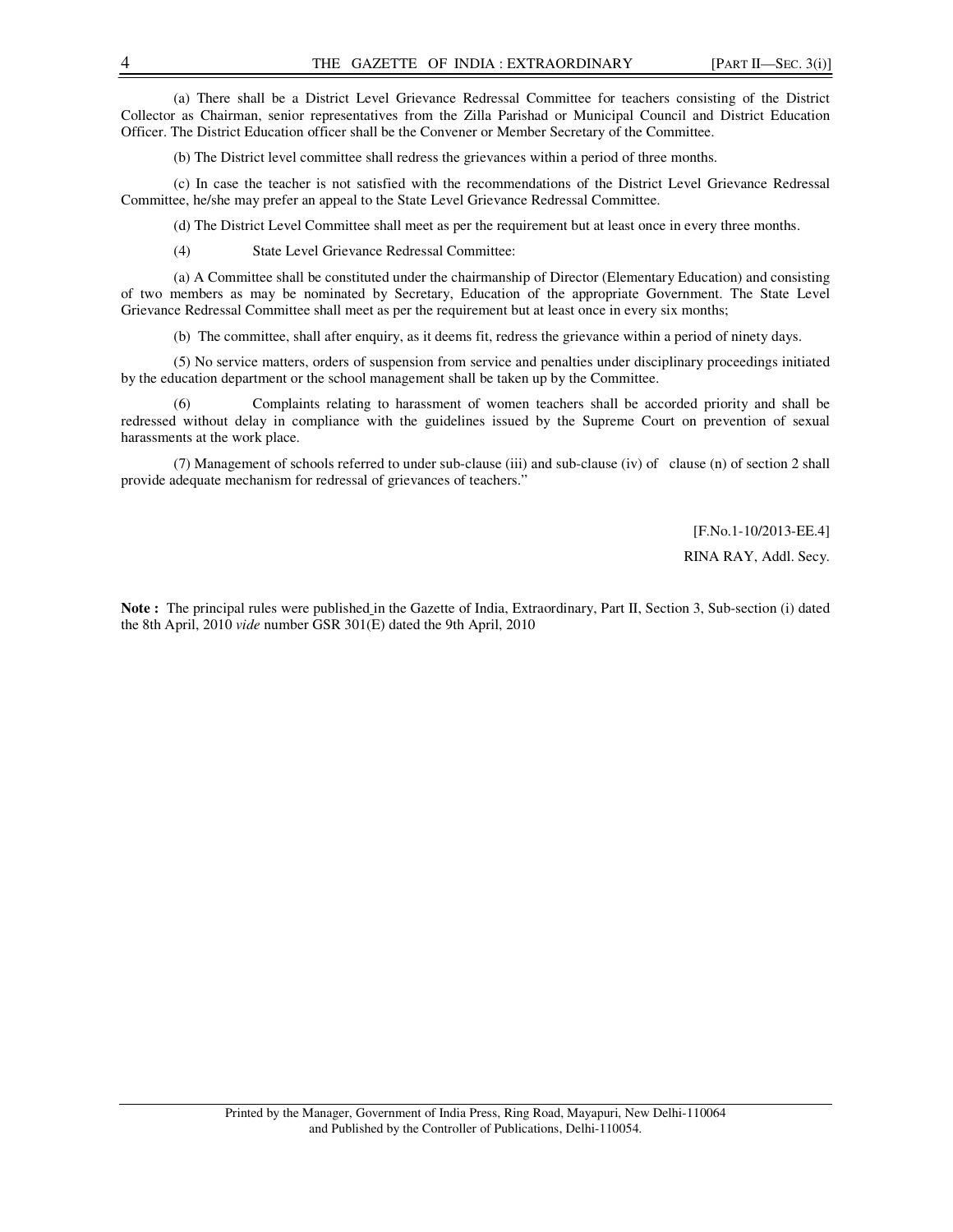(a) There shall be a District Level Grievance Redressal Committee for teachers consisting of the District Collector as Chairman, senior representatives from the Zilla Parishad or Municipal Council and District Education Officer. The District Education officer shall be the Convener or Member Secretary of the Committee.

(b) The District level committee shall redress the grievances within a period of three months.

(c) In case the teacher is not satisfied with the recommendations of the District Level Grievance Redressal Committee, he/she may prefer an appeal to the State Level Grievance Redressal Committee.

(d) The District Level Committee shall meet as per the requirement but at least once in every three months.

(4) State Level Grievance Redressal Committee:

(a) A Committee shall be constituted under the chairmanship of Director (Elementary Education) and consisting of two members as may be nominated by Secretary, Education of the appropriate Government. The State Level Grievance Redressal Committee shall meet as per the requirement but at least once in every six months;

(b) The committee, shall after enquiry, as it deems fit, redress the grievance within a period of ninety days.

(5) No service matters, orders of suspension from service and penalties under disciplinary proceedings initiated by the education department or the school management shall be taken up by the Committee.

(6) Complaints relating to harassment of women teachers shall be accorded priority and shall be redressed without delay in compliance with the guidelines issued by the Supreme Court on prevention of sexual harassments at the work place.

(7) Management of schools referred to under sub-clause (iii) and sub-clause (iv) of clause (n) of section 2 shall provide adequate mechanism for redressal of grievances of teachers."

[F.No.1-10/2013-EE.4]

RINA RAY, Addl. Secy.

**Note :** The principal rules were published in the Gazette of India, Extraordinary, Part II, Section 3, Sub-section (i) dated the 8th April, 2010 *vide* number GSR 301(E) dated the 9th April, 2010

Printed by the Manager, Government of India Press, Ring Road, Mayapuri, New Delhi-110064
and Published by the Controller of Publications, Delhi-110054.